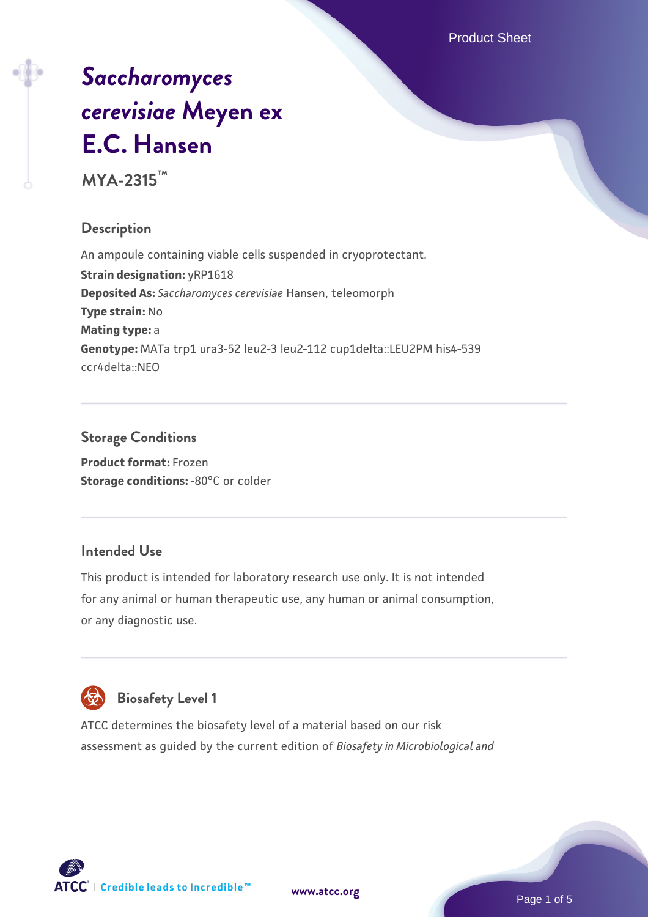# *Saccharomyces cerevisiae* Meyen ex E.C. Hansen

**MYA-2315™**

## Description

An ampoule containing viable cells suspended in cryoprotectant.

**Strain designation:** yRP1618

**Deposited As:** *Saccharomyces cerevisiae* Hansen, teleomorph

**Type strain:** No

**Mating type:** a

**Genotype:** MATa trp1 ura3-52 leu2-3 leu2-112 cup1delta::LEU2PM his4-539 ccr4delta::NEO

## Storage Conditions

**Product format:** Frozen

**Storage conditions:** -80°C or colder

## Intended Use

This product is intended for laboratory research use only. It is not intended for any animal or human therapeutic use, any human or animal consumption, or any diagnostic use.

## Biosafety Level 1

ATCC determines the biosafety level of a material based on our risk assessment as guided by the current edition of *Biosafety in Microbiological and*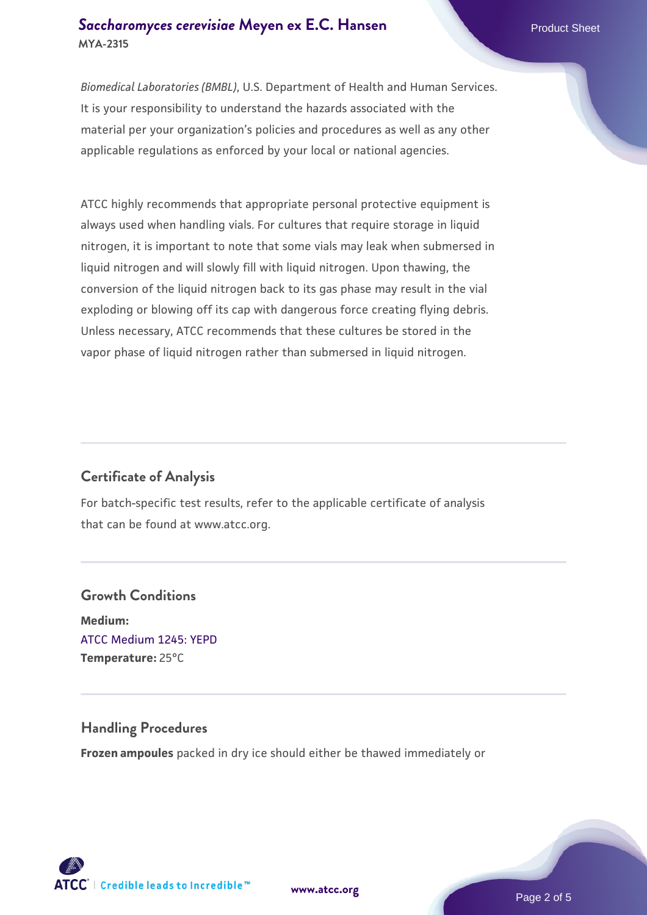*Biomedical Laboratories (BMBL)*, U.S. Department of Health and Human Services. It is your responsibility to understand the hazards associated with the material per your organization's policies and procedures as well as any other applicable regulations as enforced by your local or national agencies.

ATCC highly recommends that appropriate personal protective equipment is always used when handling vials. For cultures that require storage in liquid nitrogen, it is important to note that some vials may leak when submersed in liquid nitrogen and will slowly fill with liquid nitrogen. Upon thawing, the conversion of the liquid nitrogen back to its gas phase may result in the vial exploding or blowing off its cap with dangerous force creating flying debris. Unless necessary, ATCC recommends that these cultures be stored in the vapor phase of liquid nitrogen rather than submersed in liquid nitrogen.

## Certificate of Analysis

For batch-specific test results, refer to the applicable certificate of analysis that can be found at www.atcc.org.

## Growth Conditions

**Medium:**
ATCC Medium 1245: YEPD
**Temperature:** 25°C

## Handling Procedures

**Frozen ampoules** packed in dry ice should either be thawed immediately or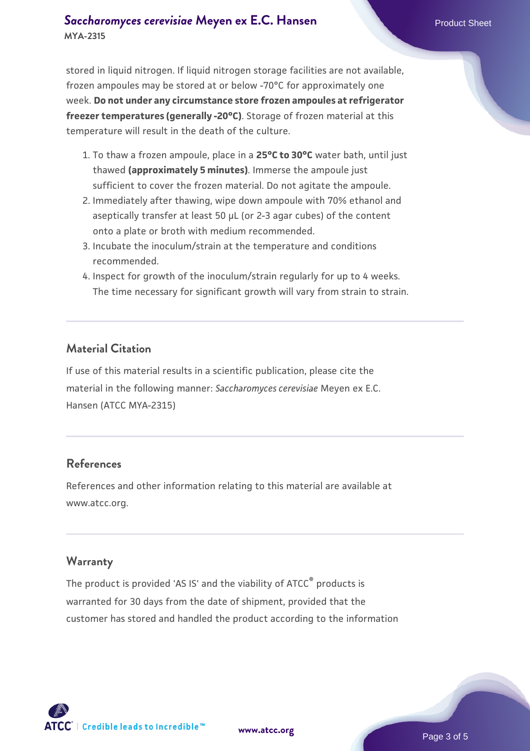stored in liquid nitrogen. If liquid nitrogen storage facilities are not available, frozen ampoules may be stored at or below -70°C for approximately one week. **Do not under any circumstance store frozen ampoules at refrigerator freezer temperatures (generally -20°C)**. Storage of frozen material at this temperature will result in the death of the culture.

1. To thaw a frozen ampoule, place in a **25°C to 30°C** water bath, until just thawed **(approximately 5 minutes)**. Immerse the ampoule just sufficient to cover the frozen material. Do not agitate the ampoule.
2. Immediately after thawing, wipe down ampoule with 70% ethanol and aseptically transfer at least 50 µL (or 2-3 agar cubes) of the content onto a plate or broth with medium recommended.
3. Incubate the inoculum/strain at the temperature and conditions recommended.
4. Inspect for growth of the inoculum/strain regularly for up to 4 weeks. The time necessary for significant growth will vary from strain to strain.

## Material Citation

If use of this material results in a scientific publication, please cite the material in the following manner: *Saccharomyces cerevisiae* Meyen ex E.C. Hansen (ATCC MYA-2315)

## References

References and other information relating to this material are available at www.atcc.org.

## Warranty

The product is provided 'AS IS' and the viability of ATCC® products is warranted for 30 days from the date of shipment, provided that the customer has stored and handled the product according to the information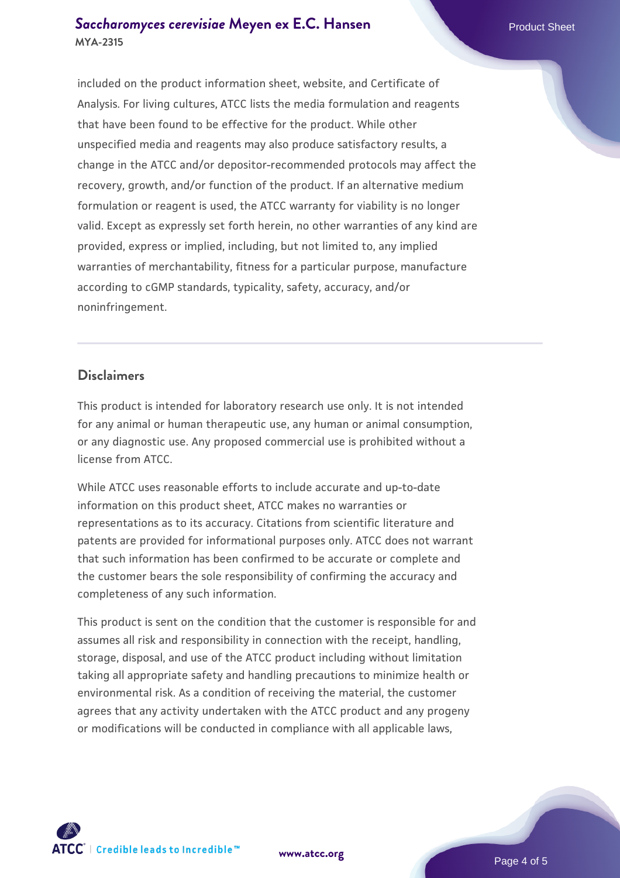included on the product information sheet, website, and Certificate of Analysis. For living cultures, ATCC lists the media formulation and reagents that have been found to be effective for the product. While other unspecified media and reagents may also produce satisfactory results, a change in the ATCC and/or depositor-recommended protocols may affect the recovery, growth, and/or function of the product. If an alternative medium formulation or reagent is used, the ATCC warranty for viability is no longer valid. Except as expressly set forth herein, no other warranties of any kind are provided, express or implied, including, but not limited to, any implied warranties of merchantability, fitness for a particular purpose, manufacture according to cGMP standards, typicality, safety, accuracy, and/or noninfringement.

## Disclaimers

This product is intended for laboratory research use only. It is not intended for any animal or human therapeutic use, any human or animal consumption, or any diagnostic use. Any proposed commercial use is prohibited without a license from ATCC.

While ATCC uses reasonable efforts to include accurate and up-to-date information on this product sheet, ATCC makes no warranties or representations as to its accuracy. Citations from scientific literature and patents are provided for informational purposes only. ATCC does not warrant that such information has been confirmed to be accurate or complete and the customer bears the sole responsibility of confirming the accuracy and completeness of any such information.

This product is sent on the condition that the customer is responsible for and assumes all risk and responsibility in connection with the receipt, handling, storage, disposal, and use of the ATCC product including without limitation taking all appropriate safety and handling precautions to minimize health or environmental risk. As a condition of receiving the material, the customer agrees that any activity undertaken with the ATCC product and any progeny or modifications will be conducted in compliance with all applicable laws,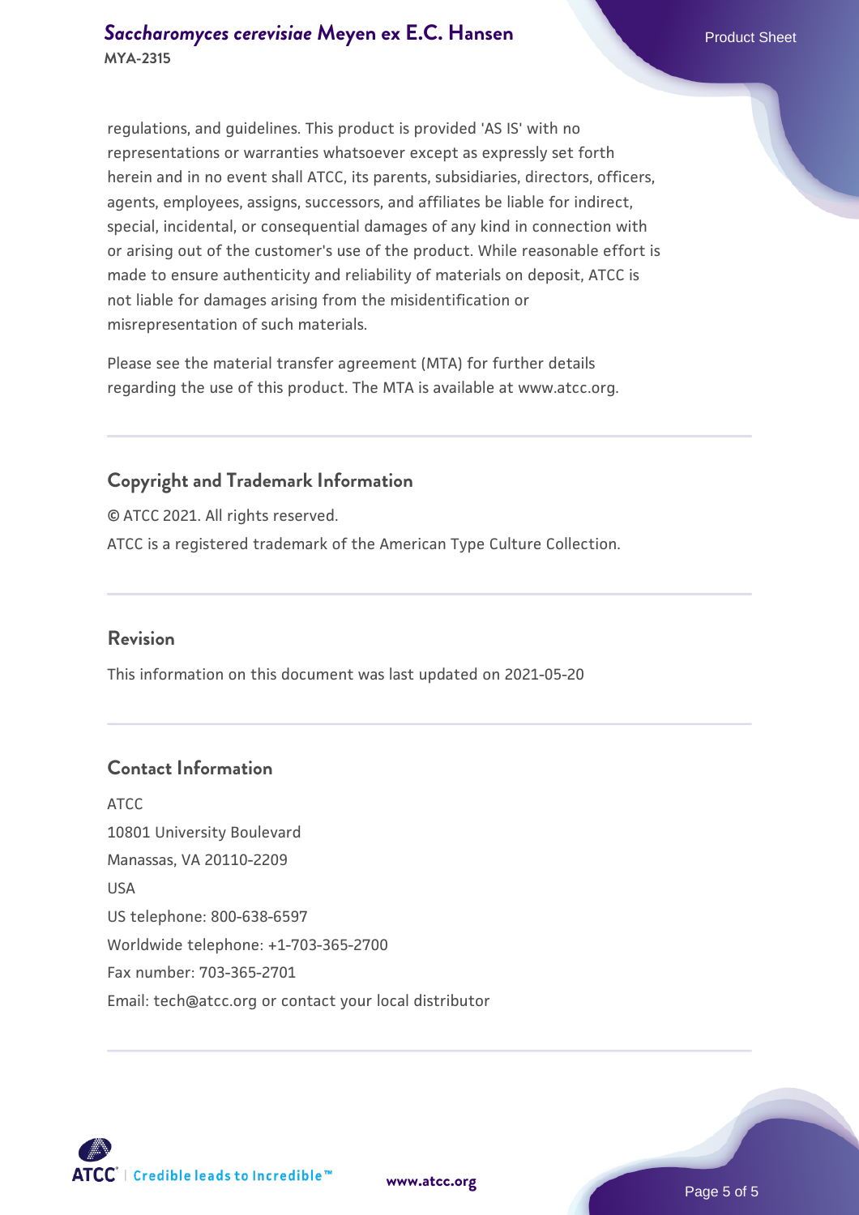regulations, and guidelines. This product is provided 'AS IS' with no representations or warranties whatsoever except as expressly set forth herein and in no event shall ATCC, its parents, subsidiaries, directors, officers, agents, employees, assigns, successors, and affiliates be liable for indirect, special, incidental, or consequential damages of any kind in connection with or arising out of the customer's use of the product. While reasonable effort is made to ensure authenticity and reliability of materials on deposit, ATCC is not liable for damages arising from the misidentification or misrepresentation of such materials.

Please see the material transfer agreement (MTA) for further details regarding the use of this product. The MTA is available at www.atcc.org.

## Copyright and Trademark Information

© ATCC 2021. All rights reserved.

ATCC is a registered trademark of the American Type Culture Collection.

## Revision

This information on this document was last updated on 2021-05-20

## Contact Information

ATCC
10801 University Boulevard
Manassas, VA 20110-2209
USA
US telephone: 800-638-6597
Worldwide telephone: +1-703-365-2700
Fax number: 703-365-2701
Email: tech@atcc.org or contact your local distributor